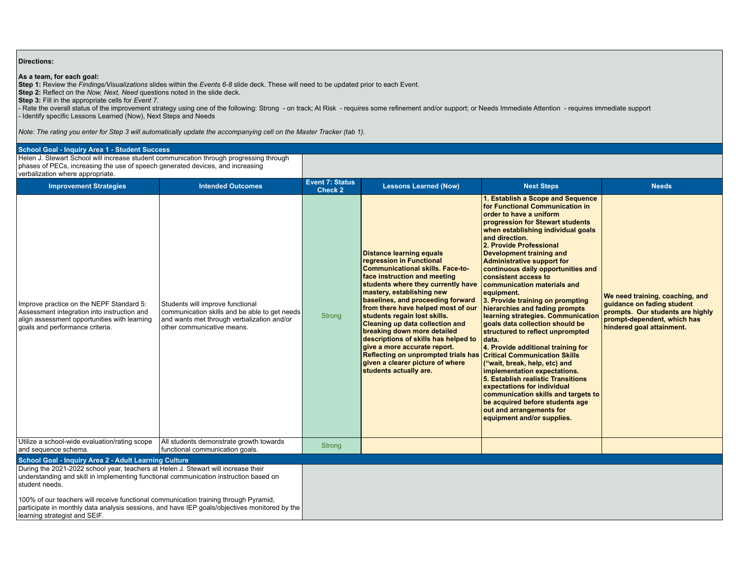**Directions:**

**As a team, for each goal:**

**Step 1:** Review the *Findings/Visualizations* slides within the *Events 6-8* slide deck. These will need to be updated prior to each Event.

**Step 2:** Reflect on the *Now, Next, Need* questions noted in the slide deck.

**Step 3:** Fill in the appropriate cells for *Event 7*.

- Rate the overall status of the improvement strategy using one of the following: Strong - on track; At Risk - requires some refinement and/or support; or Needs Immediate Attention - requires immediate support
- Identify specific Lessons Learned (Now), Next Steps and Needs

*Note: The rating you enter for Step 3 will automatically update the accompanying cell on the Master Tracker (tab 1).*

**School Goal - Inquiry Area 1 - Student Success**

Helen J. Stewart School will increase student communication through progressing through phases of PECs, increasing the use of speech generated devices, and increasing verbalization where appropriate.

| Improvement Strategies | Intended Outcomes | Event 7: Status Check 2 | Lessons Learned (Now) | Next Steps | Needs |
|---|---|---|---|---|---|
| Improve practice on the NEPF Standard 5: Assessment integration into instruction and align assessment opportunities with learning goals and performance criteria. | Students will improve functional communication skills and be able to get needs and wants met through verbalization and/or other communicative means. | Strong | **Distance learning equals regression in Functional Communicational skills. Face-to-face instruction and meeting students where they currently have mastery, establishing new baselines, and proceeding forward from there have helped most of our students regain lost skills. Cleaning up data collection and breaking down more detailed descriptions of skills has helped to give a more accurate report. Reflecting on unprompted trials has given a clearer picture of where students actually are.** | **1. Establish a Scope and Sequence for Functional Communication in order to have a uniform progression for Stewart students when establishing individual goals and direction.<br>2. Provide Professional Development training and Administrative support for continuous daily opportunities and consistent access to communication materials and equipment.<br>3. Provide training on prompting hierarchies and fading prompts learning strategies. Communication goals data collection should be structured to reflect unprompted data.<br>4. Provide additional training for Critical Communication Skills ("wait, break, help, etc) and implementation expectations.<br>5. Establish realistic Transitions expectations for individual communication skills and targets to be acquired before students age out and arrangements for equipment and/or supplies.** | **We need training, coaching, and guidance on fading student prompts. Our students are highly prompt-dependent, which has hindered goal attainment.** |
| Utilize a school-wide evaluation/rating scope and sequence schema. | All students demonstrate growth towards functional communication goals. | Strong | | | |

**School Goal - Inquiry Area 2 - Adult Learning Culture**

During the 2021-2022 school year, teachers at Helen J. Stewart will increase their understanding and skill in implementing functional communication instruction based on student needs.

100% of our teachers will receive functional communication training through Pyramid, participate in monthly data analysis sessions, and have IEP goals/objectives monitored by the learning strategist and SEIF.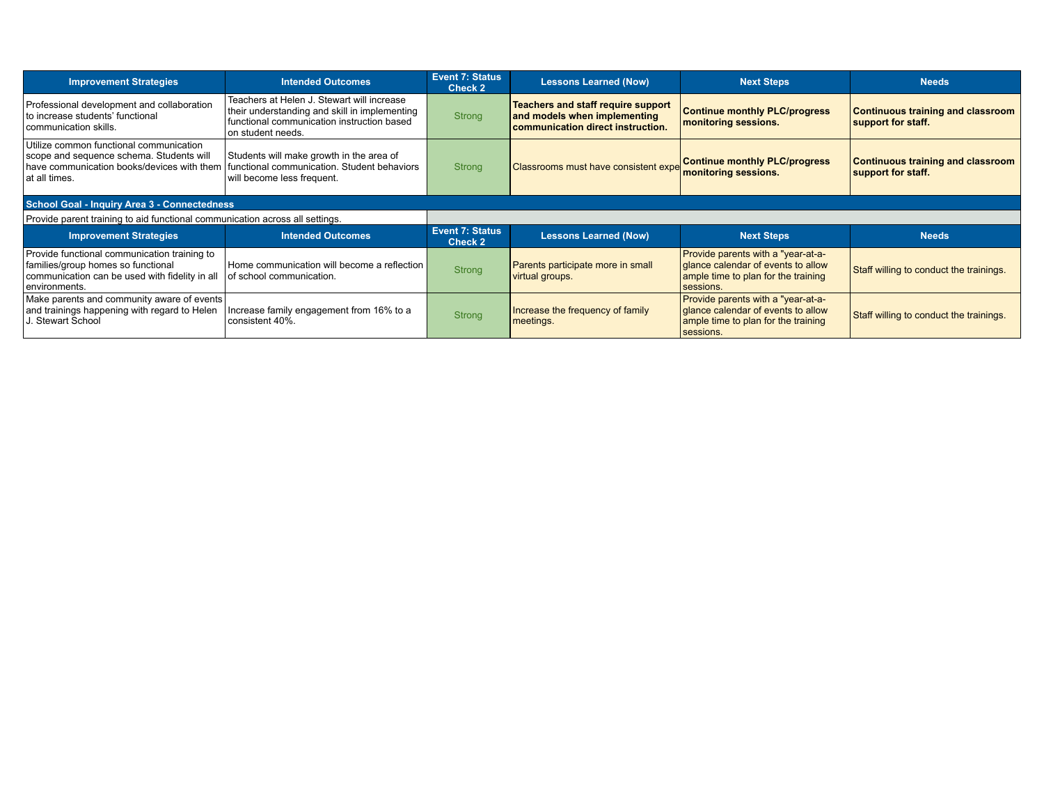| Improvement Strategies | Intended Outcomes | Event 7: Status Check 2 | Lessons Learned (Now) | Next Steps | Needs |
|---|---|---|---|---|---|
| Professional development and collaboration to increase students' functional communication skills. | Teachers at Helen J. Stewart will increase their understanding and skill in implementing functional communication instruction based on student needs. | Strong | **Teachers and staff require support and models when implementing communication direct instruction.** | **Continue monthly PLC/progress monitoring sessions.** | **Continuous training and classroom support for staff.** |
| Utilize common functional communication scope and sequence schema. Students will have communication books/devices with them at all times. | Students will make growth in the area of functional communication. Student behaviors will become less frequent. | Strong | Classrooms must have consistent expe | **Continue monthly PLC/progress monitoring sessions.** | **Continuous training and classroom support for staff.** |

**School Goal - Inquiry Area 3 - Connectedness**

Provide parent training to aid functional communication across all settings.

| Improvement Strategies | Intended Outcomes | Event 7: Status Check 2 | Lessons Learned (Now) | Next Steps | Needs |
|---|---|---|---|---|---|
| Provide functional communication training to families/group homes so functional communication can be used with fidelity in all environments. | Home communication will become a reflection of school communication. | Strong | Parents participate more in small virtual groups. | Provide parents with a "year-at-a-glance calendar of events to allow ample time to plan for the training sessions. | Staff willing to conduct the trainings. |
| Make parents and community aware of events and trainings happening with regard to Helen J. Stewart School | Increase family engagement from 16% to a consistent 40%. | Strong | Increase the frequency of family meetings. | Provide parents with a "year-at-a-glance calendar of events to allow ample time to plan for the training sessions. | Staff willing to conduct the trainings. |